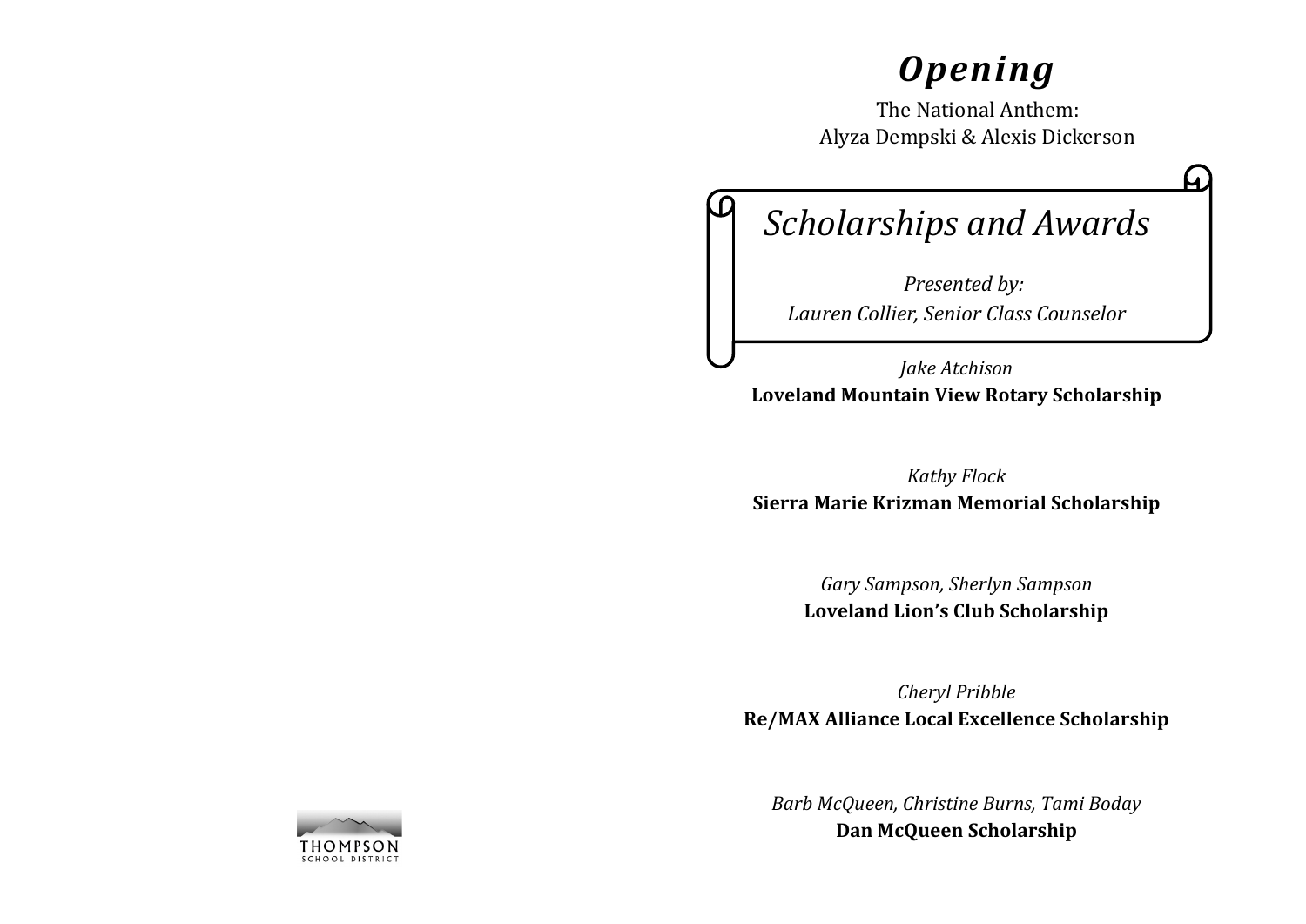# *Opening*

The National Anthem:
Alyza Dempski & Alexis Dickerson

## *Scholarships and Awards*

*Presented by:*
*Lauren Collier, Senior Class Counselor*

*Jake Atchison*
**Loveland Mountain View Rotary Scholarship**

*Kathy Flock*
**Sierra Marie Krizman Memorial Scholarship**

*Gary Sampson, Sherlyn Sampson*
**Loveland Lion's Club Scholarship**

*Cheryl Pribble*
**Re/MAX Alliance Local Excellence Scholarship**

*Barb McQueen, Christine Burns, Tami Boday*
**Dan McQueen Scholarship**

THOMPSON
SCHOOL DISTRICT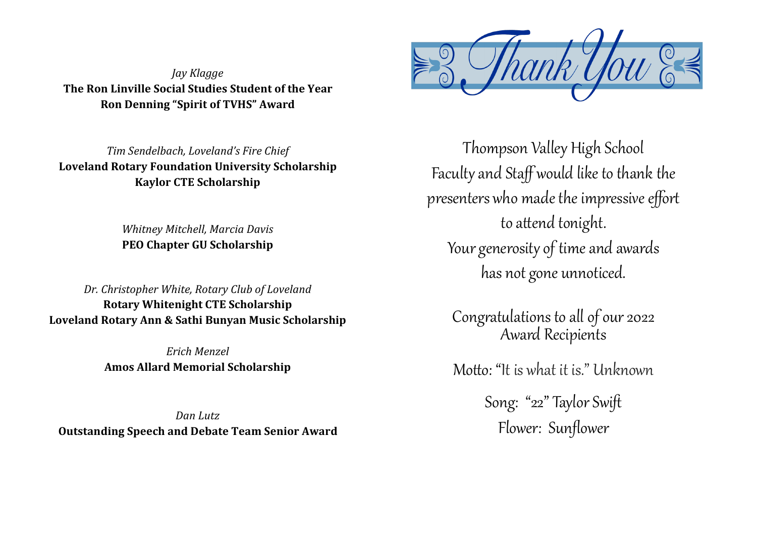*Jay Klagge*
**The Ron Linville Social Studies Student of the Year**
**Ron Denning "Spirit of TVHS" Award**

*Tim Sendelbach, Loveland's Fire Chief*
**Loveland Rotary Foundation University Scholarship**
**Kaylor CTE Scholarship**

*Whitney Mitchell, Marcia Davis*
**PEO Chapter GU Scholarship**

*Dr. Christopher White, Rotary Club of Loveland*
**Rotary Whitenight CTE Scholarship**
**Loveland Rotary Ann & Sathi Bunyan Music Scholarship**

*Erich Menzel*
**Amos Allard Memorial Scholarship**

*Dan Lutz*
**Outstanding Speech and Debate Team Senior Award**

# Thank You

Thompson Valley High School Faculty and Staff would like to thank the presenters who made the impressive effort to attend tonight. Your generosity of time and awards has not gone unnoticed.

Congratulations to all of our 2022 Award Recipients

Motto: "It is what it is." Unknown

Song: "22" Taylor Swift
Flower: Sunflower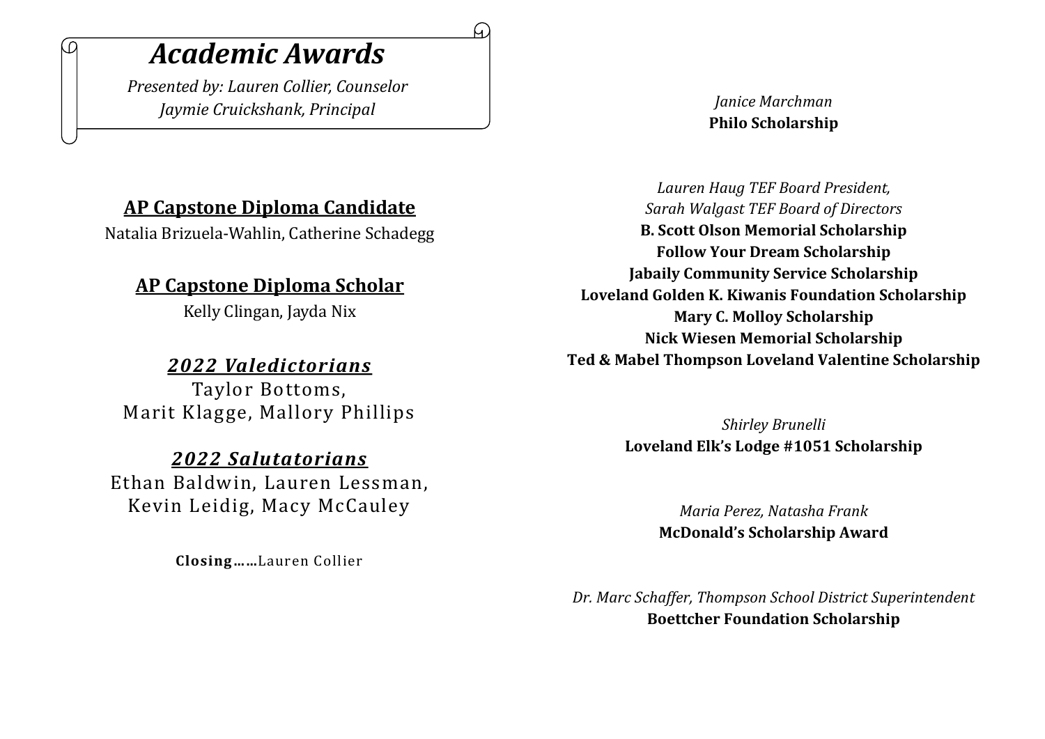# *Academic Awards*

*Presented by: Lauren Collier, Counselor*
*Jaymie Cruickshank, Principal*

## AP Capstone Diploma Candidate

Natalia Brizuela-Wahlin, Catherine Schadegg

## AP Capstone Diploma Scholar

Kelly Clingan, Jayda Nix

## *2022 Valedictorians*

Taylor Bottoms,
Marit Klagge, Mallory Phillips

## *2022 Salutatorians*

Ethan Baldwin, Lauren Lessman,
Kevin Leidig, Macy McCauley

**Closing……**Lauren Collier

*Janice Marchman*
**Philo Scholarship**

*Lauren Haug TEF Board President,*
*Sarah Walgast TEF Board of Directors*
**B. Scott Olson Memorial Scholarship**
**Follow Your Dream Scholarship**
**Jabaily Community Service Scholarship**
**Loveland Golden K. Kiwanis Foundation Scholarship**
**Mary C. Molloy Scholarship**
**Nick Wiesen Memorial Scholarship**
**Ted & Mabel Thompson Loveland Valentine Scholarship**

*Shirley Brunelli*
**Loveland Elk's Lodge #1051 Scholarship**

*Maria Perez, Natasha Frank*
**McDonald's Scholarship Award**

*Dr. Marc Schaffer, Thompson School District Superintendent*
**Boettcher Foundation Scholarship**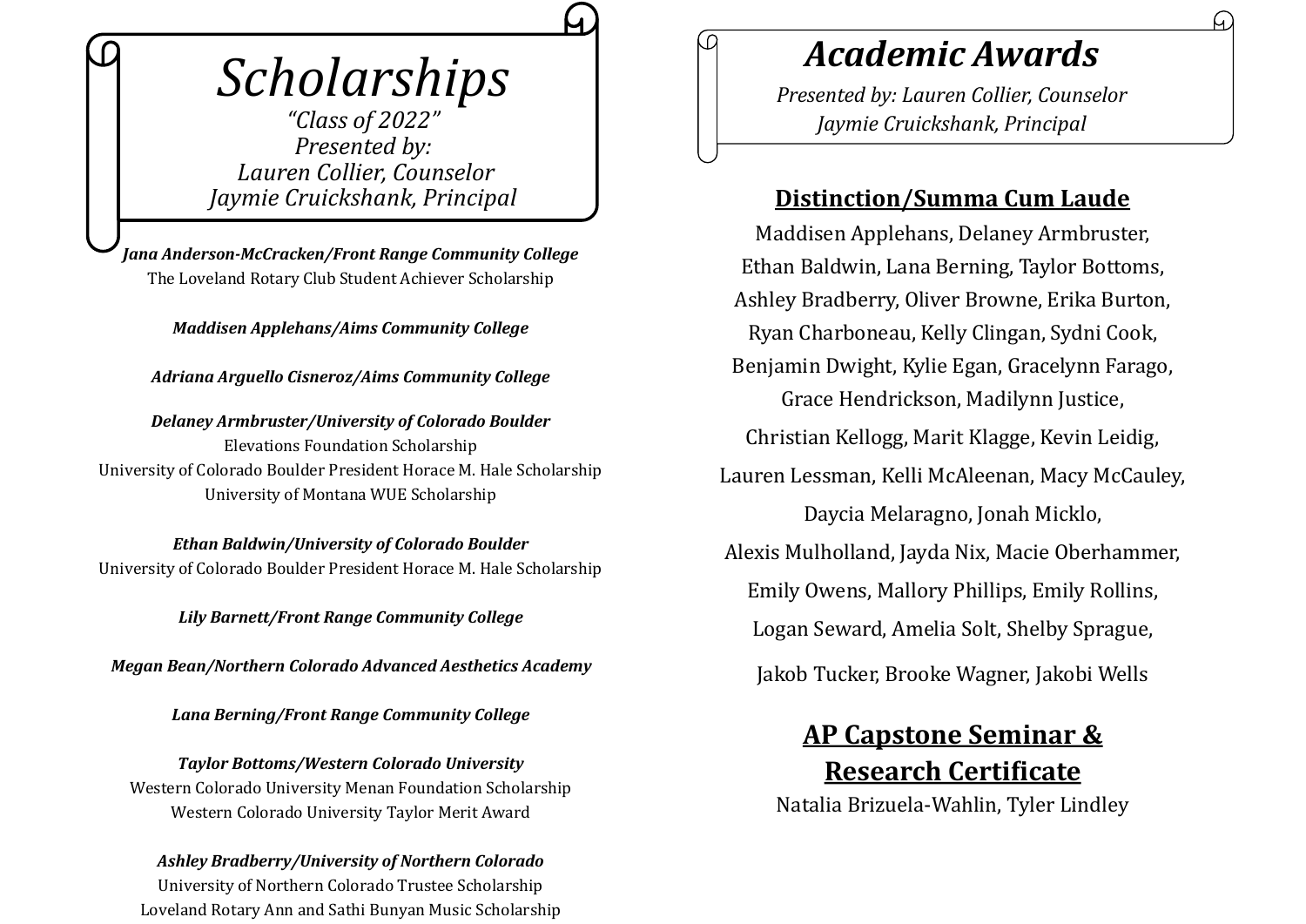# Scholarships

*"Class of 2022"*
*Presented by:*
*Lauren Collier, Counselor*
*Jaymie Cruickshank, Principal*

***Jana Anderson-McCracken/Front Range Community College***
The Loveland Rotary Club Student Achiever Scholarship

***Maddisen Applehans/Aims Community College***

***Adriana Arguello Cisneroz/Aims Community College***

***Delaney Armbruster/University of Colorado Boulder***
Elevations Foundation Scholarship
University of Colorado Boulder President Horace M. Hale Scholarship
University of Montana WUE Scholarship

***Ethan Baldwin/University of Colorado Boulder***
University of Colorado Boulder President Horace M. Hale Scholarship

***Lily Barnett/Front Range Community College***

***Megan Bean/Northern Colorado Advanced Aesthetics Academy***

***Lana Berning/Front Range Community College***

***Taylor Bottoms/Western Colorado University***
Western Colorado University Menan Foundation Scholarship
Western Colorado University Taylor Merit Award

***Ashley Bradberry/University of Northern Colorado***
University of Northern Colorado Trustee Scholarship
Loveland Rotary Ann and Sathi Bunyan Music Scholarship

# Academic Awards

*Presented by: Lauren Collier, Counselor*
*Jaymie Cruickshank, Principal*

## Distinction/Summa Cum Laude

Maddisen Applehans, Delaney Armbruster, Ethan Baldwin, Lana Berning, Taylor Bottoms, Ashley Bradberry, Oliver Browne, Erika Burton, Ryan Charboneau, Kelly Clingan, Sydni Cook, Benjamin Dwight, Kylie Egan, Gracelynn Farago, Grace Hendrickson, Madilynn Justice, Christian Kellogg, Marit Klagge, Kevin Leidig, Lauren Lessman, Kelli McAleenan, Macy McCauley, Daycia Melaragno, Jonah Micklo, Alexis Mulholland, Jayda Nix, Macie Oberhammer, Emily Owens, Mallory Phillips, Emily Rollins, Logan Seward, Amelia Solt, Shelby Sprague, Jakob Tucker, Brooke Wagner, Jakobi Wells

## AP Capstone Seminar & Research Certificate

Natalia Brizuela-Wahlin, Tyler Lindley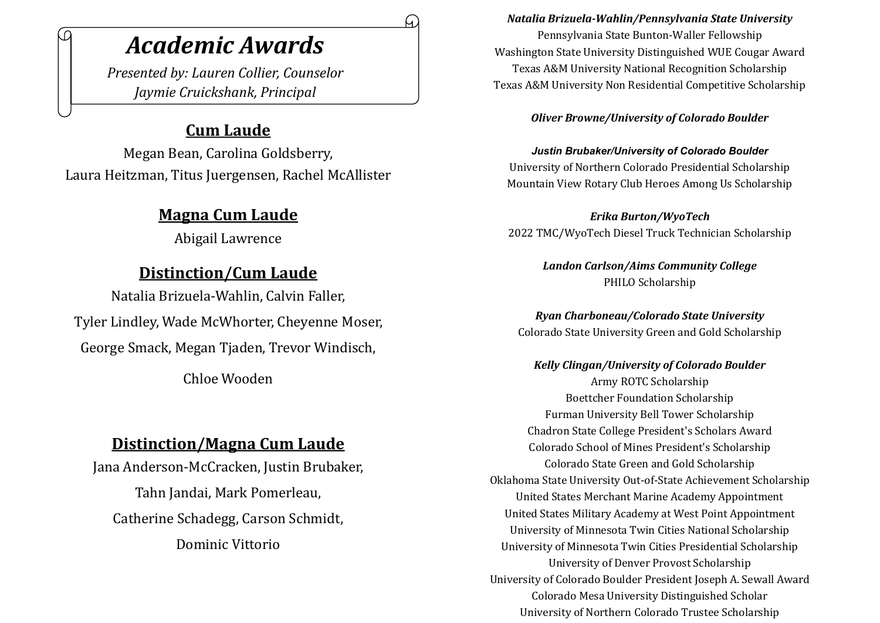# Academic Awards

*Presented by: Lauren Collier, Counselor*
*Jaymie Cruickshank, Principal*

## Cum Laude

Megan Bean, Carolina Goldsberry,
Laura Heitzman, Titus Juergensen, Rachel McAllister

## Magna Cum Laude

Abigail Lawrence

## Distinction/Cum Laude

Natalia Brizuela-Wahlin, Calvin Faller,
Tyler Lindley, Wade McWhorter, Cheyenne Moser,
George Smack, Megan Tjaden, Trevor Windisch,
Chloe Wooden

## Distinction/Magna Cum Laude

Jana Anderson-McCracken, Justin Brubaker,
Tahn Jandai, Mark Pomerleau,
Catherine Schadegg, Carson Schmidt,
Dominic Vittorio

***Natalia Brizuela-Wahlin/Pennsylvania State University***
Pennsylvania State Bunton-Waller Fellowship
Washington State University Distinguished WUE Cougar Award
Texas A&M University National Recognition Scholarship
Texas A&M University Non Residential Competitive Scholarship

***Oliver Browne/University of Colorado Boulder***

***Justin Brubaker/University of Colorado Boulder***
University of Northern Colorado Presidential Scholarship
Mountain View Rotary Club Heroes Among Us Scholarship

***Erika Burton/WyoTech***
2022 TMC/WyoTech Diesel Truck Technician Scholarship

***Landon Carlson/Aims Community College***
PHILO Scholarship

***Ryan Charboneau/Colorado State University***
Colorado State University Green and Gold Scholarship

***Kelly Clingan/University of Colorado Boulder***
Army ROTC Scholarship
Boettcher Foundation Scholarship
Furman University Bell Tower Scholarship
Chadron State College President's Scholars Award
Colorado School of Mines President's Scholarship
Colorado State Green and Gold Scholarship
Oklahoma State University Out-of-State Achievement Scholarship
United States Merchant Marine Academy Appointment
United States Military Academy at West Point Appointment
University of Minnesota Twin Cities National Scholarship
University of Minnesota Twin Cities Presidential Scholarship
University of Denver Provost Scholarship
University of Colorado Boulder President Joseph A. Sewall Award
Colorado Mesa University Distinguished Scholar
University of Northern Colorado Trustee Scholarship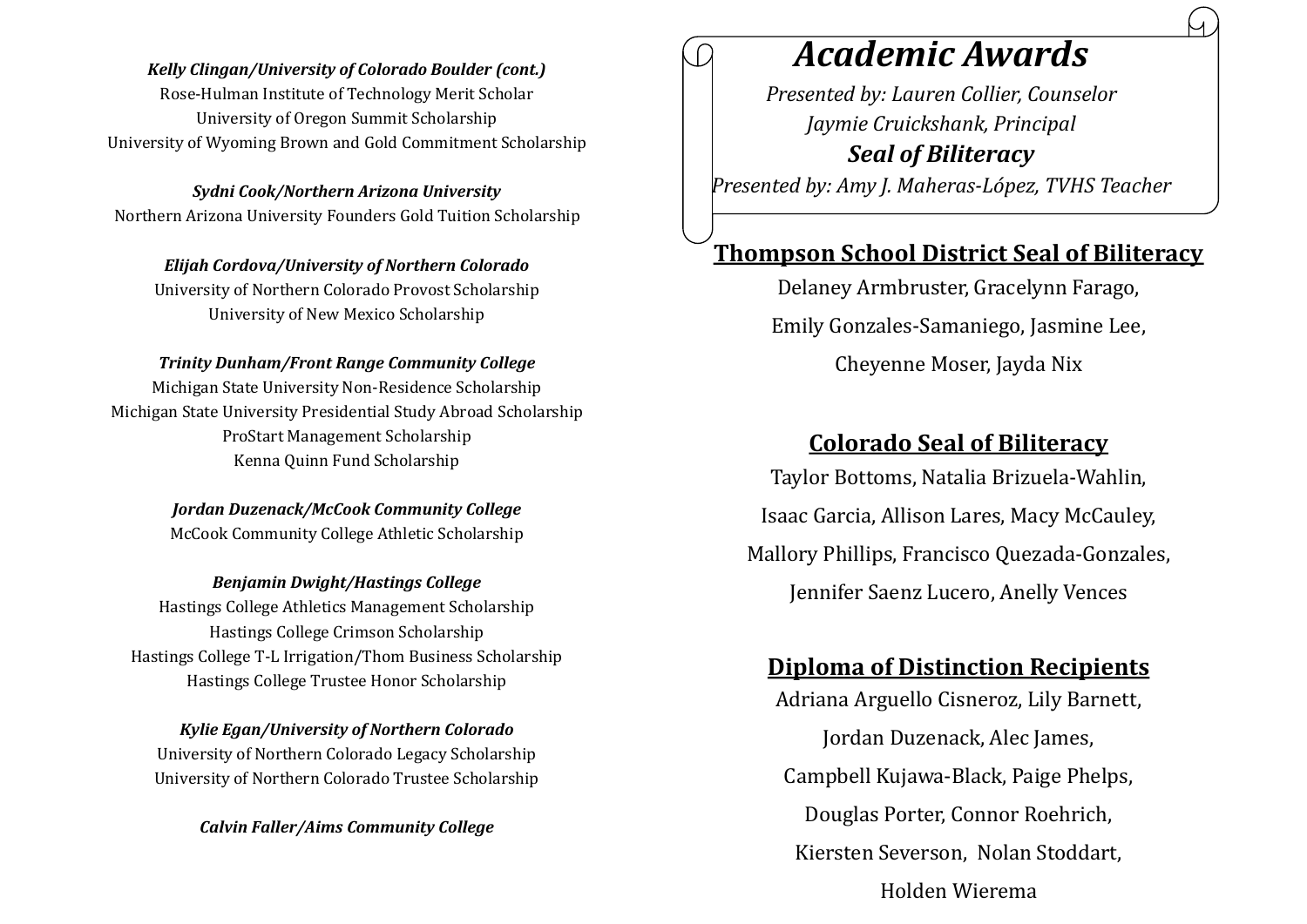***Kelly Clingan/University of Colorado Boulder (cont.)***
Rose-Hulman Institute of Technology Merit Scholar
University of Oregon Summit Scholarship
University of Wyoming Brown and Gold Commitment Scholarship

***Sydni Cook/Northern Arizona University***
Northern Arizona University Founders Gold Tuition Scholarship

***Elijah Cordova/University of Northern Colorado***
University of Northern Colorado Provost Scholarship
University of New Mexico Scholarship

***Trinity Dunham/Front Range Community College***
Michigan State University Non-Residence Scholarship
Michigan State University Presidential Study Abroad Scholarship
ProStart Management Scholarship
Kenna Quinn Fund Scholarship

***Jordan Duzenack/McCook Community College***
McCook Community College Athletic Scholarship

***Benjamin Dwight/Hastings College***
Hastings College Athletics Management Scholarship
Hastings College Crimson Scholarship
Hastings College T-L Irrigation/Thom Business Scholarship
Hastings College Trustee Honor Scholarship

***Kylie Egan/University of Northern Colorado***
University of Northern Colorado Legacy Scholarship
University of Northern Colorado Trustee Scholarship

***Calvin Faller/Aims Community College***

# *Academic Awards*

*Presented by: Lauren Collier, Counselor*
*Jaymie Cruickshank, Principal*

***Seal of Biliteracy***

*Presented by: Amy J. Maheras-López, TVHS Teacher*

## Thompson School District Seal of Biliteracy

Delaney Armbruster, Gracelynn Farago,
Emily Gonzales-Samaniego, Jasmine Lee,
Cheyenne Moser, Jayda Nix

## Colorado Seal of Biliteracy

Taylor Bottoms, Natalia Brizuela-Wahlin,
Isaac Garcia, Allison Lares, Macy McCauley,
Mallory Phillips, Francisco Quezada-Gonzales,
Jennifer Saenz Lucero, Anelly Vences

## Diploma of Distinction Recipients

Adriana Arguello Cisneroz, Lily Barnett,
Jordan Duzenack, Alec James,
Campbell Kujawa-Black, Paige Phelps,
Douglas Porter, Connor Roehrich,
Kiersten Severson, Nolan Stoddart,
Holden Wierema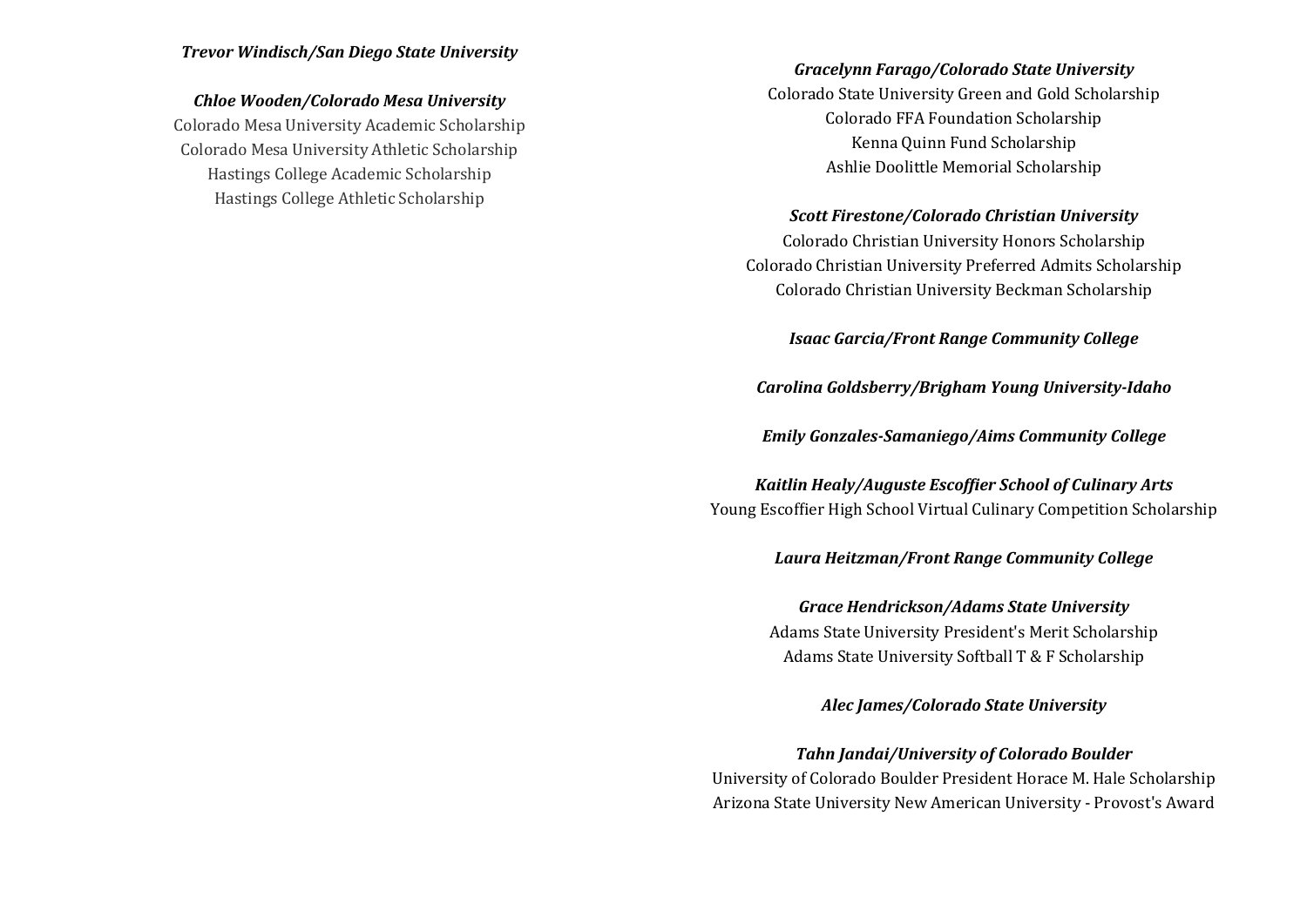***Trevor Windisch/San Diego State University***

***Chloe Wooden/Colorado Mesa University***

Colorado Mesa University Academic Scholarship
Colorado Mesa University Athletic Scholarship
Hastings College Academic Scholarship
Hastings College Athletic Scholarship

***Gracelynn Farago/Colorado State University***

Colorado State University Green and Gold Scholarship
Colorado FFA Foundation Scholarship
Kenna Quinn Fund Scholarship
Ashlie Doolittle Memorial Scholarship

***Scott Firestone/Colorado Christian University***

Colorado Christian University Honors Scholarship
Colorado Christian University Preferred Admits Scholarship
Colorado Christian University Beckman Scholarship

***Isaac Garcia/Front Range Community College***

***Carolina Goldsberry/Brigham Young University-Idaho***

***Emily Gonzales-Samaniego/Aims Community College***

***Kaitlin Healy/Auguste Escoffier School of Culinary Arts***

Young Escoffier High School Virtual Culinary Competition Scholarship

***Laura Heitzman/Front Range Community College***

***Grace Hendrickson/Adams State University***

Adams State University President's Merit Scholarship
Adams State University Softball T & F Scholarship

***Alec James/Colorado State University***

***Tahn Jandai/University of Colorado Boulder***

University of Colorado Boulder President Horace M. Hale Scholarship
Arizona State University New American University - Provost's Award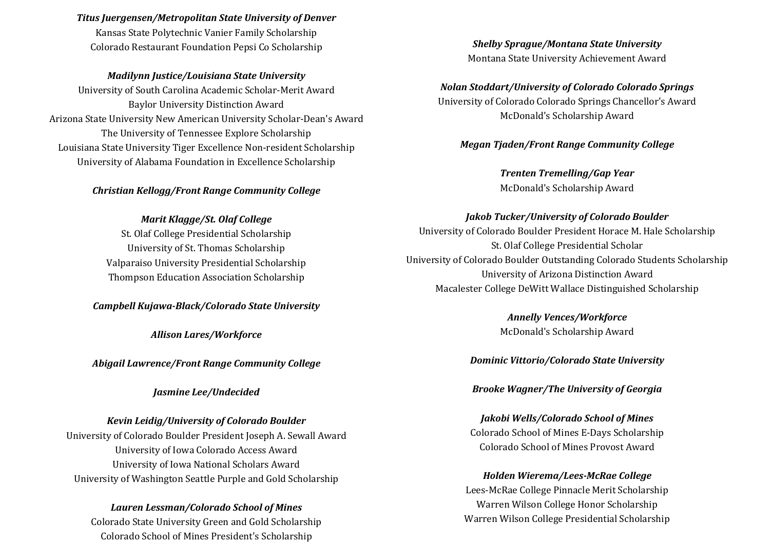***Titus Juergensen/Metropolitan State University of Denver***
Kansas State Polytechnic Vanier Family Scholarship
Colorado Restaurant Foundation Pepsi Co Scholarship

***Madilynn Justice/Louisiana State University***
University of South Carolina Academic Scholar-Merit Award
Baylor University Distinction Award
Arizona State University New American University Scholar-Dean's Award
The University of Tennessee Explore Scholarship
Louisiana State University Tiger Excellence Non-resident Scholarship
University of Alabama Foundation in Excellence Scholarship

***Christian Kellogg/Front Range Community College***

***Marit Klagge/St. Olaf College***
St. Olaf College Presidential Scholarship
University of St. Thomas Scholarship
Valparaiso University Presidential Scholarship
Thompson Education Association Scholarship

***Campbell Kujawa-Black/Colorado State University***

***Allison Lares/Workforce***

***Abigail Lawrence/Front Range Community College***

***Jasmine Lee/Undecided***

***Kevin Leidig/University of Colorado Boulder***
University of Colorado Boulder President Joseph A. Sewall Award
University of Iowa Colorado Access Award
University of Iowa National Scholars Award
University of Washington Seattle Purple and Gold Scholarship

***Lauren Lessman/Colorado School of Mines***
Colorado State University Green and Gold Scholarship
Colorado School of Mines President's Scholarship

***Shelby Sprague/Montana State University***
Montana State University Achievement Award

***Nolan Stoddart/University of Colorado Colorado Springs***
University of Colorado Colorado Springs Chancellor's Award
McDonald's Scholarship Award

***Megan Tjaden/Front Range Community College***

***Trenten Tremelling/Gap Year***
McDonald's Scholarship Award

***Jakob Tucker/University of Colorado Boulder***
University of Colorado Boulder President Horace M. Hale Scholarship
St. Olaf College Presidential Scholar
University of Colorado Boulder Outstanding Colorado Students Scholarship
University of Arizona Distinction Award
Macalester College DeWitt Wallace Distinguished Scholarship

***Annelly Vences/Workforce***
McDonald's Scholarship Award

***Dominic Vittorio/Colorado State University***

***Brooke Wagner/The University of Georgia***

***Jakobi Wells/Colorado School of Mines***
Colorado School of Mines E-Days Scholarship
Colorado School of Mines Provost Award

***Holden Wierema/Lees-McRae College***
Lees-McRae College Pinnacle Merit Scholarship
Warren Wilson College Honor Scholarship
Warren Wilson College Presidential Scholarship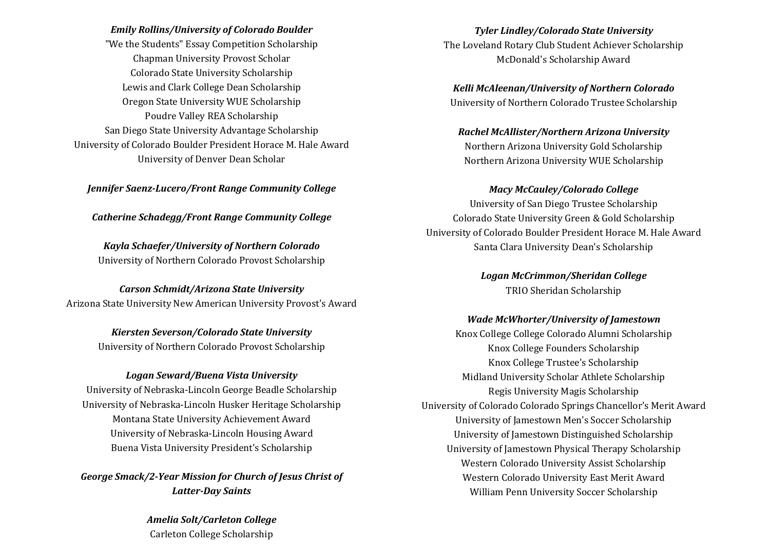***Emily Rollins/University of Colorado Boulder***
"We the Students" Essay Competition Scholarship
Chapman University Provost Scholar
Colorado State University Scholarship
Lewis and Clark College Dean Scholarship
Oregon State University WUE Scholarship
Poudre Valley REA Scholarship
San Diego State University Advantage Scholarship
University of Colorado Boulder President Horace M. Hale Award
University of Denver Dean Scholar

***Jennifer Saenz-Lucero/Front Range Community College***

***Catherine Schadegg/Front Range Community College***

***Kayla Schaefer/University of Northern Colorado***
University of Northern Colorado Provost Scholarship

***Carson Schmidt/Arizona State University***
Arizona State University New American University Provost's Award

***Kiersten Severson/Colorado State University***
University of Northern Colorado Provost Scholarship

***Logan Seward/Buena Vista University***
University of Nebraska-Lincoln George Beadle Scholarship
University of Nebraska-Lincoln Husker Heritage Scholarship
Montana State University Achievement Award
University of Nebraska-Lincoln Housing Award
Buena Vista University President's Scholarship

***George Smack/2-Year Mission for Church of Jesus Christ of Latter-Day Saints***

***Amelia Solt/Carleton College***
Carleton College Scholarship

***Tyler Lindley/Colorado State University***
The Loveland Rotary Club Student Achiever Scholarship
McDonald's Scholarship Award

***Kelli McAleenan/University of Northern Colorado***
University of Northern Colorado Trustee Scholarship

***Rachel McAllister/Northern Arizona University***
Northern Arizona University Gold Scholarship
Northern Arizona University WUE Scholarship

***Macy McCauley/Colorado College***
University of San Diego Trustee Scholarship
Colorado State University Green & Gold Scholarship
University of Colorado Boulder President Horace M. Hale Award
Santa Clara University Dean's Scholarship

***Logan McCrimmon/Sheridan College***
TRIO Sheridan Scholarship

***Wade McWhorter/University of Jamestown***
Knox College College Colorado Alumni Scholarship
Knox College Founders Scholarship
Knox College Trustee's Scholarship
Midland University Scholar Athlete Scholarship
Regis University Magis Scholarship
University of Colorado Colorado Springs Chancellor's Merit Award
University of Jamestown Men's Soccer Scholarship
University of Jamestown Distinguished Scholarship
University of Jamestown Physical Therapy Scholarship
Western Colorado University Assist Scholarship
Western Colorado University East Merit Award
William Penn University Soccer Scholarship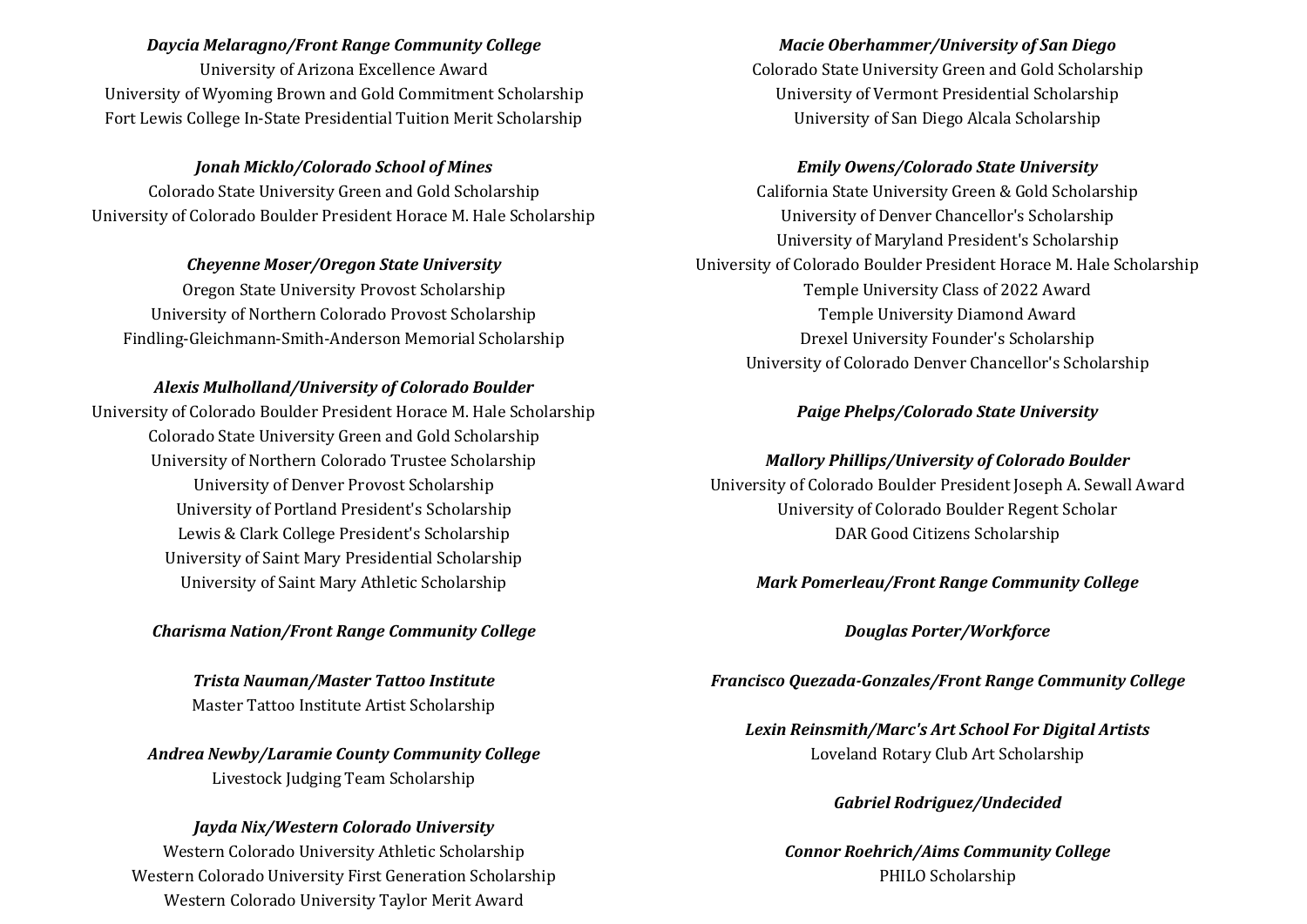***Daycia Melaragno/Front Range Community College***
University of Arizona Excellence Award
University of Wyoming Brown and Gold Commitment Scholarship
Fort Lewis College In-State Presidential Tuition Merit Scholarship

***Jonah Micklo/Colorado School of Mines***
Colorado State University Green and Gold Scholarship
University of Colorado Boulder President Horace M. Hale Scholarship

***Cheyenne Moser/Oregon State University***
Oregon State University Provost Scholarship
University of Northern Colorado Provost Scholarship
Findling-Gleichmann-Smith-Anderson Memorial Scholarship

***Alexis Mulholland/University of Colorado Boulder***
University of Colorado Boulder President Horace M. Hale Scholarship
Colorado State University Green and Gold Scholarship
University of Northern Colorado Trustee Scholarship
University of Denver Provost Scholarship
University of Portland President's Scholarship
Lewis & Clark College President's Scholarship
University of Saint Mary Presidential Scholarship
University of Saint Mary Athletic Scholarship

***Charisma Nation/Front Range Community College***

***Trista Nauman/Master Tattoo Institute***
Master Tattoo Institute Artist Scholarship

***Andrea Newby/Laramie County Community College***
Livestock Judging Team Scholarship

***Jayda Nix/Western Colorado University***
Western Colorado University Athletic Scholarship
Western Colorado University First Generation Scholarship
Western Colorado University Taylor Merit Award

***Macie Oberhammer/University of San Diego***
Colorado State University Green and Gold Scholarship
University of Vermont Presidential Scholarship
University of San Diego Alcala Scholarship

***Emily Owens/Colorado State University***
California State University Green & Gold Scholarship
University of Denver Chancellor's Scholarship
University of Maryland President's Scholarship
University of Colorado Boulder President Horace M. Hale Scholarship
Temple University Class of 2022 Award
Temple University Diamond Award
Drexel University Founder's Scholarship
University of Colorado Denver Chancellor's Scholarship

***Paige Phelps/Colorado State University***

***Mallory Phillips/University of Colorado Boulder***
University of Colorado Boulder President Joseph A. Sewall Award
University of Colorado Boulder Regent Scholar
DAR Good Citizens Scholarship

***Mark Pomerleau/Front Range Community College***

***Douglas Porter/Workforce***

***Francisco Quezada-Gonzales/Front Range Community College***

***Lexin Reinsmith/Marc's Art School For Digital Artists***
Loveland Rotary Club Art Scholarship

***Gabriel Rodriguez/Undecided***

***Connor Roehrich/Aims Community College***
PHILO Scholarship